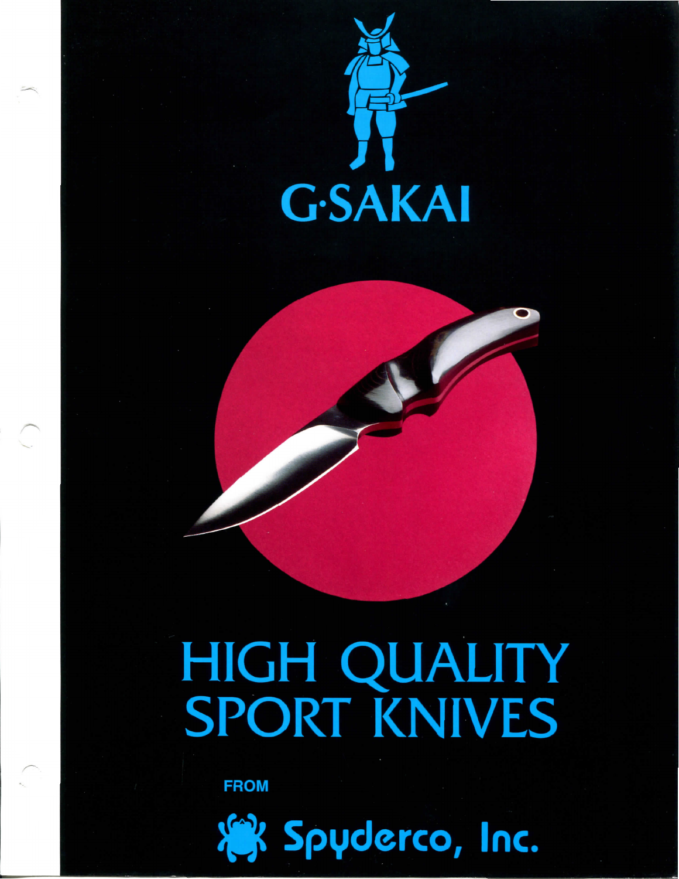# G·SAKAI

# HIGH QUALITY SPORT KNIVES

FROM

**Spyderco, Inc.**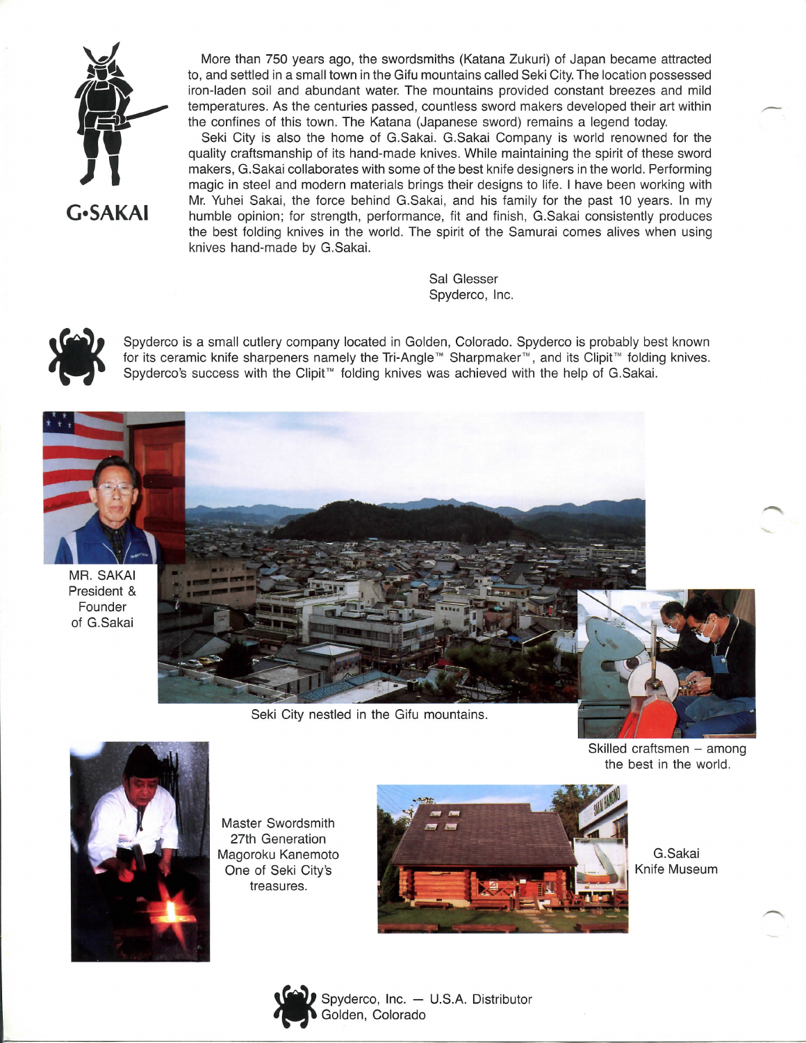G•SAKAI

More than 750 years ago, the swordsmiths (Katana Zukuri) of Japan became attracted to, and settled in a small town in the Gifu mountains called Seki City. The location possessed iron-laden soil and abundant water. The mountains provided constant breezes and mild temperatures. As the centuries passed, countless sword makers developed their art within the confines of this town. The Katana (Japanese sword) remains a legend today.

Seki City is also the home of G.Sakai. G.Sakai Company is world renowned for the quality craftsmanship of its hand-made knives. While maintaining the spirit of these sword makers, G.Sakai collaborates with some of the best knife designers in the world. Performing magic in steel and modern materials brings their designs to life. I have been working with Mr. Yuhei Sakai, the force behind G.Sakai, and his family for the past 10 years. In my humble opinion; for strength, performance, fit and finish, G.Sakai consistently produces the best folding knives in the world. The spirit of the Samurai comes alives when using knives hand-made by G.Sakai.

Sal Glesser
Spyderco, Inc.

Spyderco is a small cutlery company located in Golden, Colorado. Spyderco is probably best known for its ceramic knife sharpeners namely the Tri-Angle™ Sharpmaker™, and its Clipit™ folding knives. Spyderco's success with the Clipit™ folding knives was achieved with the help of G.Sakai.

MR. SAKAI
President &
Founder
of G.Sakai

Seki City nestled in the Gifu mountains.

Skilled craftsmen – among the best in the world.

Master Swordsmith
27th Generation
Magoroku Kanemoto
One of Seki City's
treasures.

G.Sakai
Knife Museum

Spyderco, Inc. – U.S.A. Distributor
Golden, Colorado